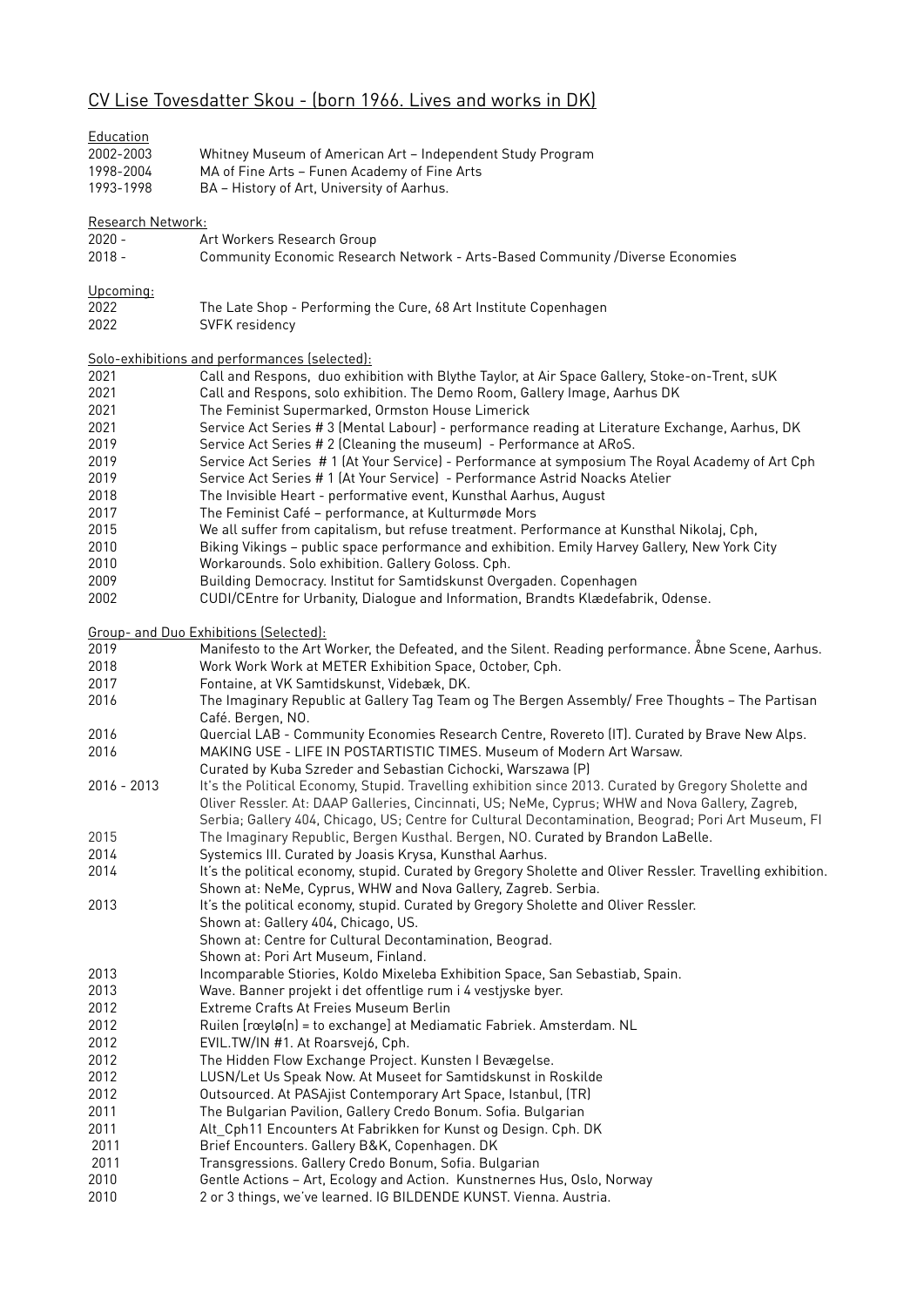# CV Lise Tovesdatter Skou - (born 1966. Lives and works in DK)

## Education

| | |
|---|---|
| 2002-2003 | Whitney Museum of American Art – Independent Study Program |
| 1998-2004 | MA of Fine Arts – Funen Academy of Fine Arts |
| 1993-1998 | BA – History of Art, University of Aarhus. |

## Research Network:

| | |
|---|---|
| 2020 - | Art Workers Research Group |
| 2018 - | Community Economic Research Network - Arts-Based Community /Diverse Economies |

## Upcoming:

| | |
|---|---|
| 2022 | The Late Shop - Performing the Cure, 68 Art Institute Copenhagen |
| 2022 | SVFK residency |

## Solo-exhibitions and performances (selected):

| | |
|---|---|
| 2021 | Call and Respons, duo exhibition with Blythe Taylor, at Air Space Gallery, Stoke-on-Trent, sUK |
| 2021 | Call and Respons, solo exhibition. The Demo Room, Gallery Image, Aarhus DK |
| 2021 | The Feminist Supermarked, Ormston House Limerick |
| 2021 | Service Act Series # 3 (Mental Labour) - performance reading at Literature Exchange, Aarhus, DK |
| 2019 | Service Act Series # 2 (Cleaning the museum) - Performance at ARoS. |
| 2019 | Service Act Series # 1 (At Your Service) - Performance at symposium The Royal Academy of Art Cph |
| 2019 | Service Act Series # 1 (At Your Service) - Performance Astrid Noacks Atelier |
| 2018 | The Invisible Heart - performative event, Kunsthal Aarhus, August |
| 2017 | The Feminist Café – performance, at Kulturmøde Mors |
| 2015 | We all suffer from capitalism, but refuse treatment. Performance at Kunsthal Nikolaj, Cph, |
| 2010 | Biking Vikings – public space performance and exhibition. Emily Harvey Gallery, New York City |
| 2010 | Workarounds. Solo exhibition. Gallery Goloss. Cph. |
| 2009 | Building Democracy. Institut for Samtidskunst Overgaden. Copenhagen |
| 2002 | CUDI/CEntre for Urbanity, Dialogue and Information, Brandts Klædefabrik, Odense. |

## Group- and Duo Exhibitions (Selected):

| | |
|---|---|
| 2019 | Manifesto to the Art Worker, the Defeated, and the Silent. Reading performance. Åbne Scene, Aarhus. |
| 2018 | Work Work Work at METER Exhibition Space, October, Cph. |
| 2017 | Fontaine, at VK Samtidskunst, Videbæk, DK. |
| 2016 | The Imaginary Republic at Gallery Tag Team og The Bergen Assembly/ Free Thoughts – The Partisan Café. Bergen, NO. |
| 2016 | Quercial LAB - Community Economies Research Centre, Rovereto (IT). Curated by Brave New Alps. |
| 2016 | MAKING USE - LIFE IN POSTARTISTIC TIMES. Museum of Modern Art Warsaw. Curated by Kuba Szreder and Sebastian Cichocki, Warszawa (P) |
| 2016 - 2013 | It's the Political Economy, Stupid. Travelling exhibition since 2013. Curated by Gregory Sholette and Oliver Ressler. At: DAAP Galleries, Cincinnati, US; NeMe, Cyprus; WHW and Nova Gallery, Zagreb, Serbia; Gallery 404, Chicago, US; Centre for Cultural Decontamination, Beograd; Pori Art Museum, FI |
| 2015 | The Imaginary Republic, Bergen Kusthal. Bergen, NO. Curated by Brandon LaBelle. |
| 2014 | Systemics III. Curated by Joasis Krysa, Kunsthal Aarhus. |
| 2014 | It's the political economy, stupid. Curated by Gregory Sholette and Oliver Ressler. Travelling exhibition. Shown at: NeMe, Cyprus, WHW and Nova Gallery, Zagreb. Serbia. |
| 2013 | It's the political economy, stupid. Curated by Gregory Sholette and Oliver Ressler. Shown at: Gallery 404, Chicago, US. Shown at: Centre for Cultural Decontamination, Beograd. Shown at: Pori Art Museum, Finland. |
| 2013 | Incomparable Stiories, Koldo Mixeleba Exhibition Space, San Sebastiab, Spain. |
| 2013 | Wave. Banner projekt i det offentlige rum i 4 vestjyske byer. |
| 2012 | Extreme Crafts At Freies Museum Berlin |
| 2012 | Ruilen [rœylə(n) = to exchange] at Mediamatic Fabriek. Amsterdam. NL |
| 2012 | EVIL.TW/IN #1. At Roarsvej6, Cph. |
| 2012 | The Hidden Flow Exchange Project. Kunsten I Bevægelse. |
| 2012 | LUSN/Let Us Speak Now. At Museet for Samtidskunst in Roskilde |
| 2012 | Outsourced. At PASAjist Contemporary Art Space, Istanbul, (TR) |
| 2011 | The Bulgarian Pavilion, Gallery Credo Bonum. Sofia. Bulgarian |
| 2011 | Alt_Cph11 Encounters At Fabrikken for Kunst og Design. Cph. DK |
| 2011 | Brief Encounters. Gallery B&K, Copenhagen. DK |
| 2011 | Transgressions. Gallery Credo Bonum, Sofia. Bulgarian |
| 2010 | Gentle Actions – Art, Ecology and Action. Kunstnernes Hus, Oslo, Norway |
| 2010 | 2 or 3 things, we've learned. IG BILDENDE KUNST. Vienna. Austria. |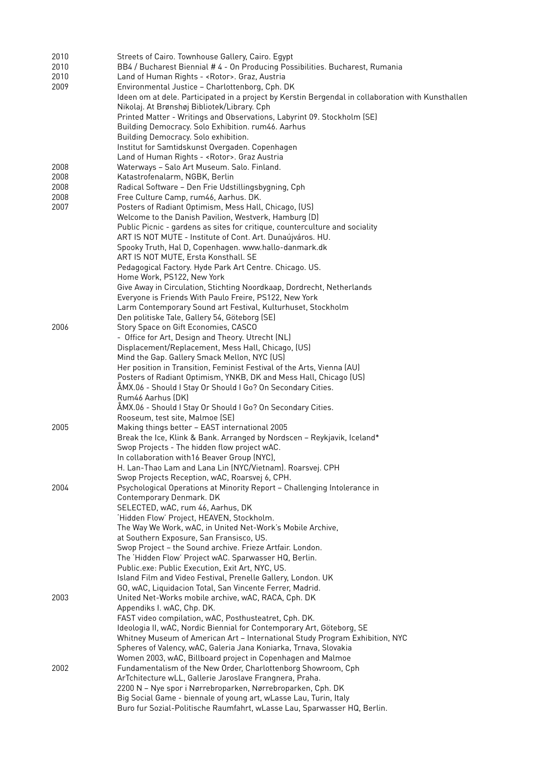| | |
|---|---|
| 2010 | Streets of Cairo. Townhouse Gallery, Cairo. Egypt |
| 2010 | BB4 / Bucharest Biennial # 4 - On Producing Possibilities. Bucharest, Rumania |
| 2010 | Land of Human Rights - <Rotor>. Graz, Austria |
| 2009 | Environmental Justice – Charlottenborg, Cph. DK |
| | Ideen om at dele. Participated in a project by Kerstin Bergendal in collaboration with Kunsthallen Nikolaj. At Brønshøj Bibliotek/Library. Cph |
| | Printed Matter - Writings and Observations, Labyrint 09. Stockholm (SE) |
| | Building Democracy. Solo Exhibition. rum46. Aarhus |
| | Building Democracy. Solo exhibition. |
| | Institut for Samtidskunst Overgaden. Copenhagen |
| | Land of Human Rights - <Rotor>. Graz Austria |
| 2008 | Waterways – Salo Art Museum. Salo. Finland. |
| 2008 | Katastrofenalarm, NGBK, Berlin |
| 2008 | Radical Software – Den Frie Udstillingsbygning, Cph |
| 2008 | Free Culture Camp, rum46, Aarhus. DK. |
| 2007 | Posters of Radiant Optimism, Mess Hall, Chicago, (US) |
| | Welcome to the Danish Pavilion, Westverk, Hamburg (D) |
| | Public Picnic - gardens as sites for critique, counterculture and sociality |
| | ART IS NOT MUTE - Institute of Cont. Art. Dunaújváros. HU. |
| | Spooky Truth, Hal D, Copenhagen. www.hallo-danmark.dk |
| | ART IS NOT MUTE, Ersta Konsthall. SE |
| | Pedagogical Factory. Hyde Park Art Centre. Chicago. US. |
| | Home Work, PS122, New York |
| | Give Away in Circulation, Stichting Noordkaap, Dordrecht, Netherlands |
| | Everyone is Friends With Paulo Freire, PS122, New York |
| | Larm Contemporary Sound art Festival, Kulturhuset, Stockholm |
| | Den politiske Tale, Gallery 54, Göteborg (SE) |
| 2006 | Story Space on Gift Economies, CASCO |
| | - Office for Art, Design and Theory. Utrecht (NL) |
| | Displacement/Replacement, Mess Hall, Chicago, (US) |
| | Mind the Gap. Gallery Smack Mellon, NYC (US) |
| | Her position in Transition, Feminist Festival of the Arts, Vienna (AU) |
| | Posters of Radiant Optimism, YNKB, DK and Mess Hall, Chicago (US) |
| | ÅMX.06 - Should I Stay Or Should I Go? On Secondary Cities. |
| | Rum46 Aarhus (DK) |
| | ÅMX.06 - Should I Stay Or Should I Go? On Secondary Cities. |
| | Rooseum, test site, Malmoe (SE) |
| 2005 | Making things better – EAST international 2005 |
| | Break the Ice, Klink & Bank. Arranged by Nordscen – Reykjavik, Iceland* |
| | Swop Projects - The hidden flow project wAC. |
| | In collaboration with16 Beaver Group (NYC), |
| | H. Lan-Thao Lam and Lana Lin (NYC/Vietnam). Roarsvej. CPH |
| | Swop Projects Reception, wAC, Roarsvej 6, CPH. |
| 2004 | Psychological Operations at Minority Report – Challenging Intolerance in Contemporary Denmark. DK |
| | SELECTED, wAC, rum 46, Aarhus, DK |
| | 'Hidden Flow' Project, HEAVEN, Stockholm. |
| | The Way We Work, wAC, in United Net-Work's Mobile Archive, |
| | at Southern Exposure, San Fransisco, US. |
| | Swop Project – the Sound archive. Frieze Artfair. London. |
| | The 'Hidden Flow' Project wAC. Sparwasser HQ, Berlin. |
| | Public.exe: Public Execution, Exit Art, NYC, US. |
| | Island Film and Video Festival, Prenelle Gallery, London. UK |
| | GO, wAC, Liquidacion Total, San Vincente Ferrer, Madrid. |
| 2003 | United Net-Works mobile archive, wAC, RACA, Cph. DK |
| | Appendiks I. wAC, Chp. DK. |
| | FAST video compilation, wAC, Posthusteatret, Cph. DK. |
| | Ideologia II, wAC, Nordic Biennial for Contemporary Art, Göteborg, SE |
| | Whitney Museum of American Art – International Study Program Exhibition, NYC |
| | Spheres of Valency, wAC, Galeria Jana Koniarka, Trnava, Slovakia |
| | Women 2003, wAC, Billboard project in Copenhagen and Malmoe |
| 2002 | Fundamentalism of the New Order, Charlottenborg Showroom, Cph |
| | ArTchitecture wLL, Gallerie Jaroslave Frangnera, Praha. |
| | 2200 N – Nye spor i Nørrebroparken, Nørrebroparken, Cph. DK |
| | Big Social Game - biennale of young art, wLasse Lau, Turin, Italy |
| | Buro fur Sozial-Politische Raumfahrt, wLasse Lau, Sparwasser HQ, Berlin. |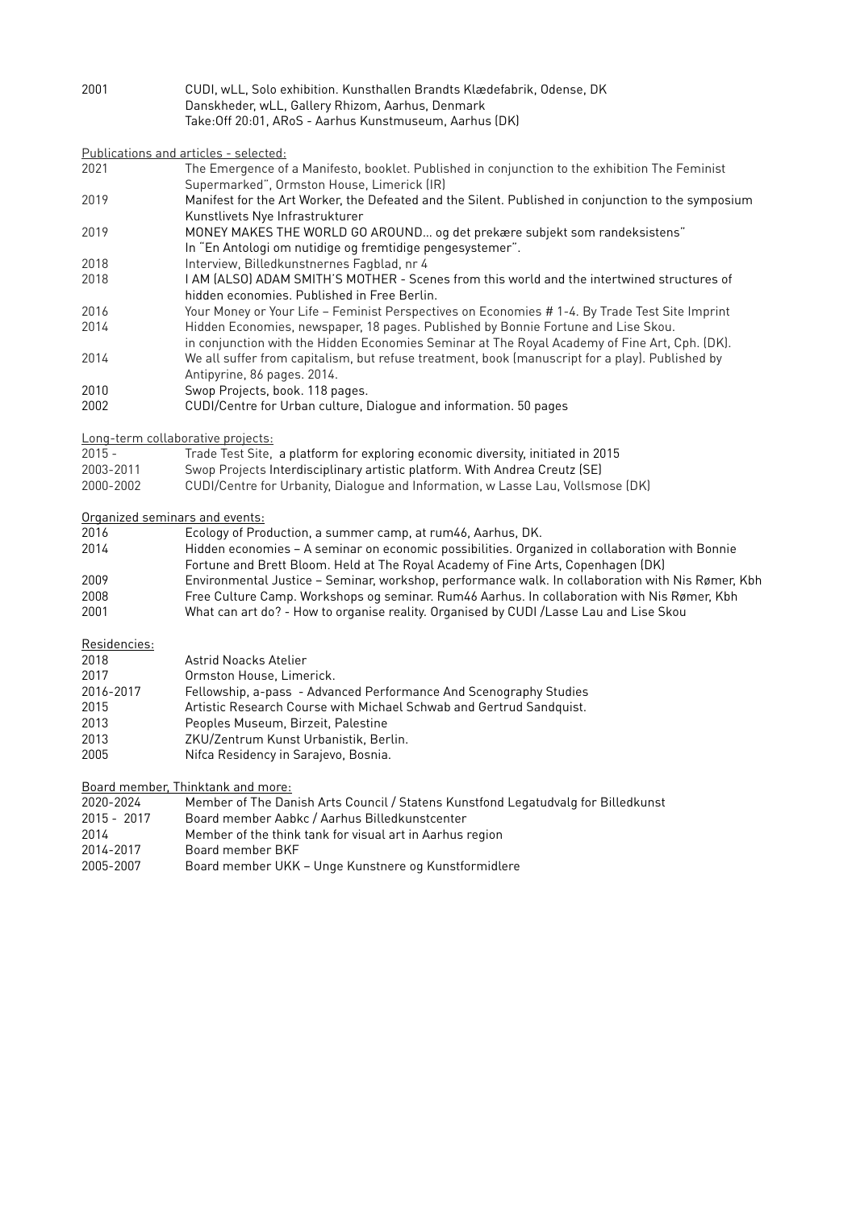| | |
|---|---|
| 2001 | CUDI, wLL, Solo exhibition. Kunsthallen Brandts Klædefabrik, Odense, DK |
| | Danskheder, wLL, Gallery Rhizom, Aarhus, Denmark |
| | Take:Off 20:01, ARoS - Aarhus Kunstmuseum, Aarhus (DK) |

Publications and articles - selected:

| | |
|---|---|
| 2021 | The Emergence of a Manifesto, booklet. Published in conjunction to the exhibition The Feminist Supermarked", Ormston House, Limerick (IR) |
| 2019 | Manifest for the Art Worker, the Defeated and the Silent. Published in conjunction to the symposium Kunstlivets Nye Infrastrukturer |
| 2019 | MONEY MAKES THE WORLD GO AROUND... og det prekære subjekt som randeksistens" In "En Antologi om nutidige og fremtidige pengesystemer". |
| 2018 | Interview, Billedkunstnernes Fagblad, nr 4 |
| 2018 | I AM (ALSO) ADAM SMITH'S MOTHER - Scenes from this world and the intertwined structures of hidden economies. Published in Free Berlin. |
| 2016 | Your Money or Your Life – Feminist Perspectives on Economies # 1-4. By Trade Test Site Imprint |
| 2014 | Hidden Economies, newspaper, 18 pages. Published by Bonnie Fortune and Lise Skou. in conjunction with the Hidden Economies Seminar at The Royal Academy of Fine Art, Cph. (DK). |
| 2014 | We all suffer from capitalism, but refuse treatment, book (manuscript for a play). Published by Antipyrine, 86 pages. 2014. |
| 2010 | Swop Projects, book. 118 pages. |
| 2002 | CUDI/Centre for Urban culture, Dialogue and information. 50 pages |

Long-term collaborative projects:

| | |
|---|---|
| 2015 - | Trade Test Site, a platform for exploring economic diversity, initiated in 2015 |
| 2003-2011 | Swop Projects Interdisciplinary artistic platform. With Andrea Creutz (SE) |
| 2000-2002 | CUDI/Centre for Urbanity, Dialogue and Information, w Lasse Lau, Vollsmose (DK) |

Organized seminars and events:

| | |
|---|---|
| 2016 | Ecology of Production, a summer camp, at rum46, Aarhus, DK. |
| 2014 | Hidden economies – A seminar on economic possibilities. Organized in collaboration with Bonnie Fortune and Brett Bloom. Held at The Royal Academy of Fine Arts, Copenhagen (DK) |
| 2009 | Environmental Justice – Seminar, workshop, performance walk. In collaboration with Nis Rømer, Kbh |
| 2008 | Free Culture Camp. Workshops og seminar. Rum46 Aarhus. In collaboration with Nis Rømer, Kbh |
| 2001 | What can art do? - How to organise reality. Organised by CUDI /Lasse Lau and Lise Skou |

Residencies:

| | |
|---|---|
| 2018 | Astrid Noacks Atelier |
| 2017 | Ormston House, Limerick. |
| 2016-2017 | Fellowship, a-pass - Advanced Performance And Scenography Studies |
| 2015 | Artistic Research Course with Michael Schwab and Gertrud Sandquist. |
| 2013 | Peoples Museum, Birzeit, Palestine |
| 2013 | ZKU/Zentrum Kunst Urbanistik, Berlin. |
| 2005 | Nifca Residency in Sarajevo, Bosnia. |

Board member, Thinktank and more:

| | |
|---|---|
| 2020-2024 | Member of The Danish Arts Council / Statens Kunstfond Legatudvalg for Billedkunst |
| 2015 - 2017 | Board member Aabkc / Aarhus Billedkunstcenter |
| 2014 | Member of the think tank for visual art in Aarhus region |
| 2014-2017 | Board member BKF |
| 2005-2007 | Board member UKK – Unge Kunstnere og Kunstformidlere |